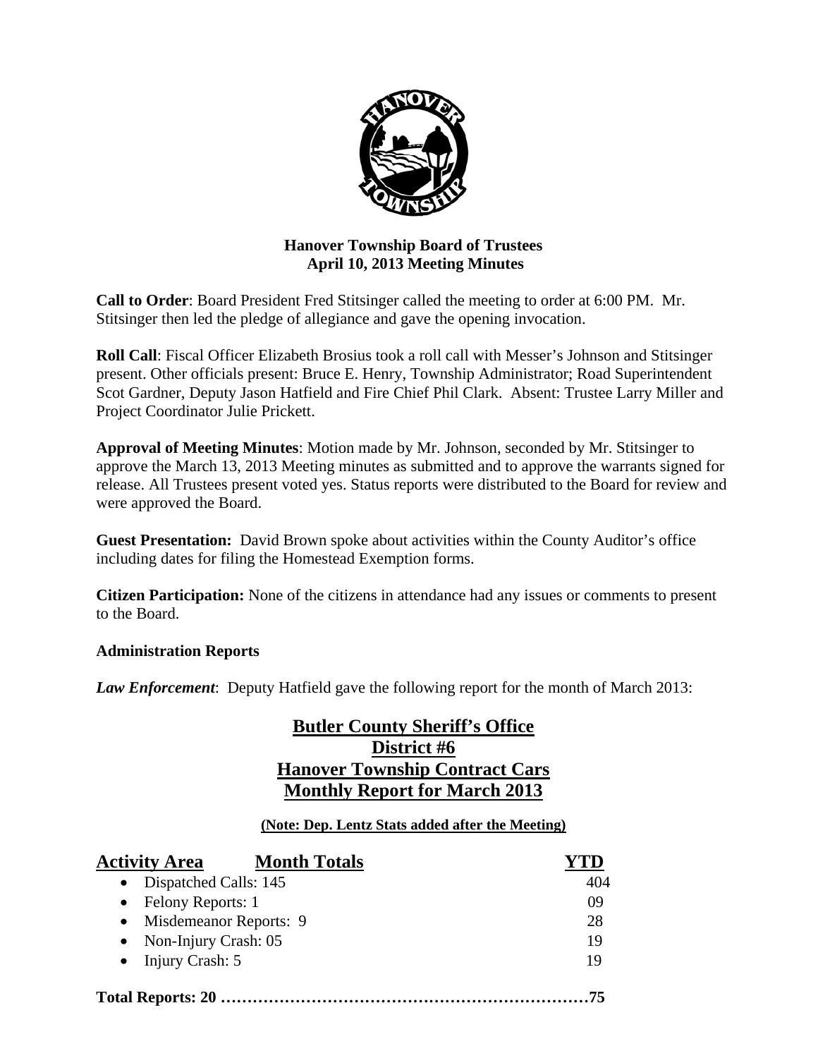**Hanover Township Board of Trustees**
**April 10, 2013 Meeting Minutes**

**Call to Order**: Board President Fred Stitsinger called the meeting to order at 6:00 PM. Mr. Stitsinger then led the pledge of allegiance and gave the opening invocation.

**Roll Call**: Fiscal Officer Elizabeth Brosius took a roll call with Messer's Johnson and Stitsinger present. Other officials present: Bruce E. Henry, Township Administrator; Road Superintendent Scot Gardner, Deputy Jason Hatfield and Fire Chief Phil Clark. Absent: Trustee Larry Miller and Project Coordinator Julie Prickett.

**Approval of Meeting Minutes**: Motion made by Mr. Johnson, seconded by Mr. Stitsinger to approve the March 13, 2013 Meeting minutes as submitted and to approve the warrants signed for release. All Trustees present voted yes. Status reports were distributed to the Board for review and were approved the Board.

**Guest Presentation:** David Brown spoke about activities within the County Auditor's office including dates for filing the Homestead Exemption forms.

**Citizen Participation:** None of the citizens in attendance had any issues or comments to present to the Board.

**Administration Reports**

***Law Enforcement***: Deputy Hatfield gave the following report for the month of March 2013:

**Butler County Sheriff's Office**
**District #6**
**Hanover Township Contract Cars**
**Monthly Report for March 2013**

**(Note: Dep. Lentz Stats added after the Meeting)**

| Activity Area / Month Totals | YTD |
|---|---|
| Dispatched Calls: 145 | 404 |
| Felony Reports: 1 | 09 |
| Misdemeanor Reports: 9 | 28 |
| Non-Injury Crash: 05 | 19 |
| Injury Crash: 5 | 19 |

**Total Reports: 20 ..........................................................75**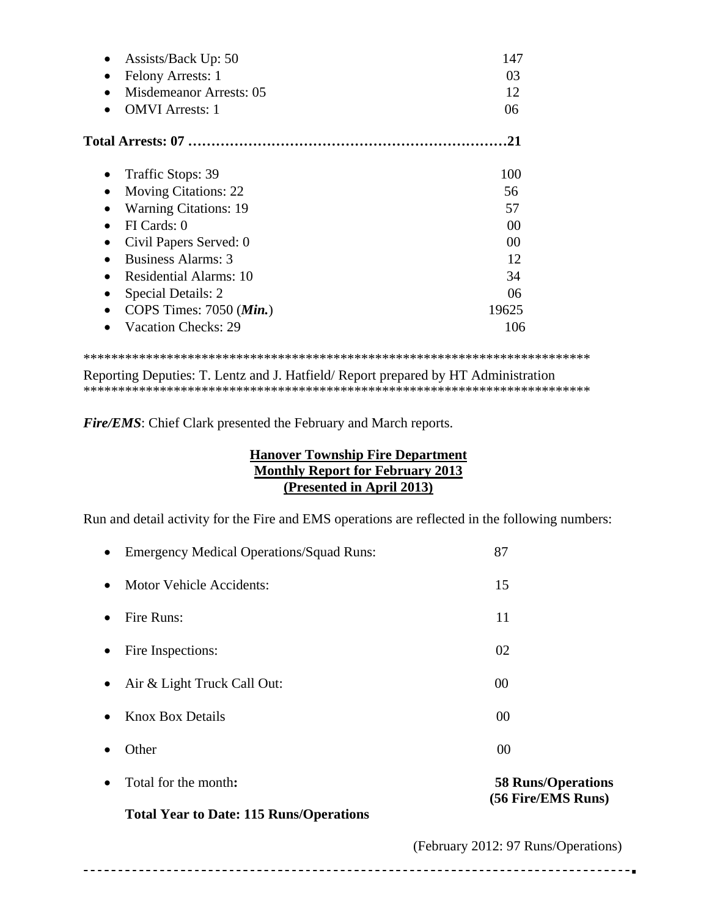- Assists/Back Up: 50 147
- Felony Arrests: 1 03
- Misdemeanor Arrests: 05 12
- OMVI Arrests: 1 06

**Total Arrests: 07 ……………………………………………………………21**

- Traffic Stops: 39 100
- Moving Citations: 22 56
- Warning Citations: 19 57
- FI Cards: 0 00
- Civil Papers Served: 0 00
- Business Alarms: 3 12
- Residential Alarms: 10 34
- Special Details: 2 06
- COPS Times: 7050 (***Min.***) 19625
- Vacation Checks: 29 106

***************************************************************************
Reporting Deputies: T. Lentz and J. Hatfield/ Report prepared by HT Administration
***************************************************************************

***Fire/EMS***: Chief Clark presented the February and March reports.

**Hanover Township Fire Department**
**Monthly Report for February 2013**
**(Presented in April 2013)**

Run and detail activity for the Fire and EMS operations are reflected in the following numbers:

- Emergency Medical Operations/Squad Runs: 87
- Motor Vehicle Accidents: 15
- Fire Runs: 11
- Fire Inspections: 02
- Air & Light Truck Call Out: 00
- Knox Box Details 00
- Other 00
- Total for the month**:** **58 Runs/Operations (56 Fire/EMS Runs)**

**Total Year to Date: 115 Runs/Operations**

(February 2012: 97 Runs/Operations)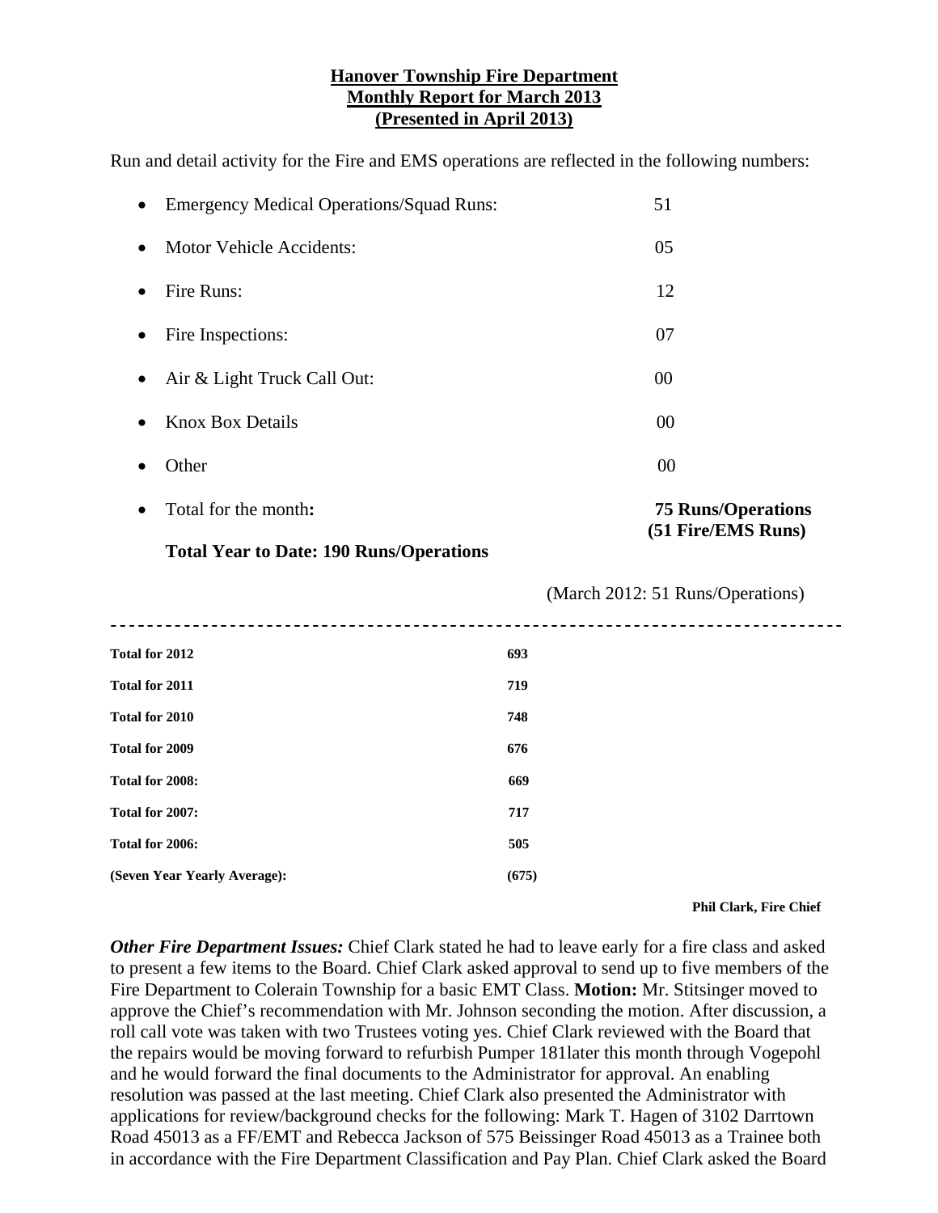**Hanover Township Fire Department**
**Monthly Report for March 2013**
**(Presented in April 2013)**

Run and detail activity for the Fire and EMS operations are reflected in the following numbers:

- Emergency Medical Operations/Squad Runs: 51
- Motor Vehicle Accidents: 05
- Fire Runs: 12
- Fire Inspections: 07
- Air & Light Truck Call Out: 00
- Knox Box Details 00
- Other 00
- Total for the month**:** **75 Runs/Operations (51 Fire/EMS Runs)**

**Total Year to Date: 190 Runs/Operations**

(March 2012: 51 Runs/Operations)

---

| | |
|---|---|
| **Total for 2012** | **693** |
| **Total for 2011** | **719** |
| **Total for 2010** | **748** |
| **Total for 2009** | **676** |
| **Total for 2008:** | **669** |
| **Total for 2007:** | **717** |
| **Total for 2006:** | **505** |
| **(Seven Year Yearly Average):** | **(675)** |

**Phil Clark, Fire Chief**

***Other Fire Department Issues:*** Chief Clark stated he had to leave early for a fire class and asked to present a few items to the Board. Chief Clark asked approval to send up to five members of the Fire Department to Colerain Township for a basic EMT Class. **Motion:** Mr. Stitsinger moved to approve the Chief's recommendation with Mr. Johnson seconding the motion. After discussion, a roll call vote was taken with two Trustees voting yes. Chief Clark reviewed with the Board that the repairs would be moving forward to refurbish Pumper 181later this month through Vogepohl and he would forward the final documents to the Administrator for approval. An enabling resolution was passed at the last meeting. Chief Clark also presented the Administrator with applications for review/background checks for the following: Mark T. Hagen of 3102 Darrtown Road 45013 as a FF/EMT and Rebecca Jackson of 575 Beissinger Road 45013 as a Trainee both in accordance with the Fire Department Classification and Pay Plan. Chief Clark asked the Board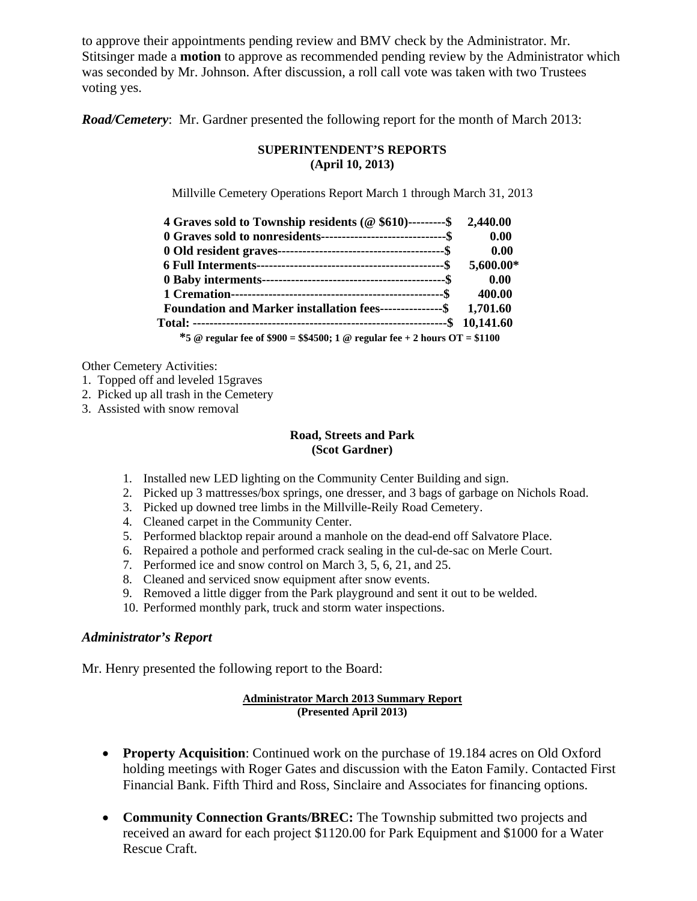to approve their appointments pending review and BMV check by the Administrator. Mr. Stitsinger made a **motion** to approve as recommended pending review by the Administrator which was seconded by Mr. Johnson. After discussion, a roll call vote was taken with two Trustees voting yes.

***Road/Cemetery***: Mr. Gardner presented the following report for the month of March 2013:

**SUPERINTENDENT'S REPORTS**
**(April 10, 2013)**

Millville Cemetery Operations Report March 1 through March 31, 2013

| | |
|---|---|
| **4 Graves sold to Township residents (@ $610)---------$** | **2,440.00** |
| **0 Graves sold to nonresidents-----------------------------$** | **0.00** |
| **0 Old resident graves---------------------------------------$** | **0.00** |
| **6 Full Interments--------------------------------------------$** | **5,600.00*** |
| **0 Baby interments-------------------------------------------$** | **0.00** |
| **1 Cremation--------------------------------------------------$** | **400.00** |
| **Foundation and Marker installation fees---------------$** | **1,701.60** |
| **Total: ------------------------------------------------------------$** | **10,141.60** |

***5 @ regular fee of $900 = $$4500; 1 @ regular fee + 2 hours OT = $1100**

Other Cemetery Activities:
1. Topped off and leveled 15graves
2. Picked up all trash in the Cemetery
3. Assisted with snow removal

**Road, Streets and Park**
**(Scot Gardner)**

1. Installed new LED lighting on the Community Center Building and sign.
2. Picked up 3 mattresses/box springs, one dresser, and 3 bags of garbage on Nichols Road.
3. Picked up downed tree limbs in the Millville-Reily Road Cemetery.
4. Cleaned carpet in the Community Center.
5. Performed blacktop repair around a manhole on the dead-end off Salvatore Place.
6. Repaired a pothole and performed crack sealing in the cul-de-sac on Merle Court.
7. Performed ice and snow control on March 3, 5, 6, 21, and 25.
8. Cleaned and serviced snow equipment after snow events.
9. Removed a little digger from the Park playground and sent it out to be welded.
10. Performed monthly park, truck and storm water inspections.

## *Administrator's Report*

Mr. Henry presented the following report to the Board:

**Administrator March 2013 Summary Report**
**(Presented April 2013)**

- **Property Acquisition**: Continued work on the purchase of 19.184 acres on Old Oxford holding meetings with Roger Gates and discussion with the Eaton Family. Contacted First Financial Bank. Fifth Third and Ross, Sinclaire and Associates for financing options.

- **Community Connection Grants/BREC:** The Township submitted two projects and received an award for each project $1120.00 for Park Equipment and $1000 for a Water Rescue Craft.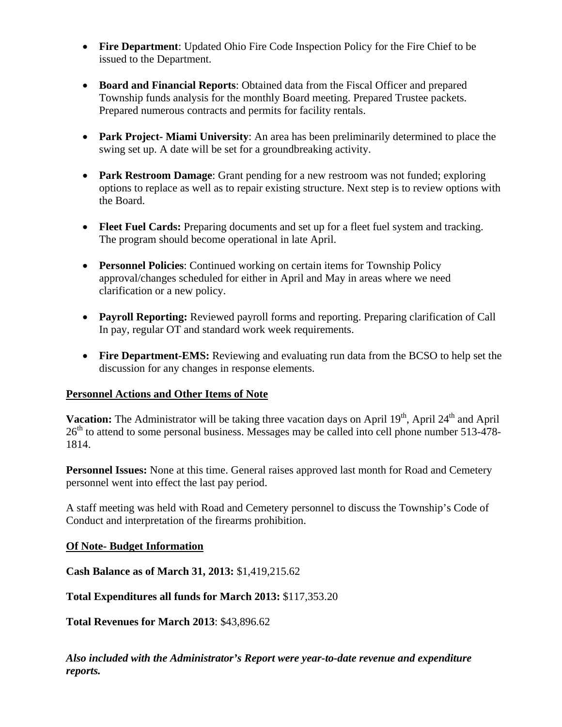- **Fire Department**: Updated Ohio Fire Code Inspection Policy for the Fire Chief to be issued to the Department.

- **Board and Financial Reports**: Obtained data from the Fiscal Officer and prepared Township funds analysis for the monthly Board meeting. Prepared Trustee packets. Prepared numerous contracts and permits for facility rentals.

- **Park Project- Miami University**: An area has been preliminarily determined to place the swing set up. A date will be set for a groundbreaking activity.

- **Park Restroom Damage**: Grant pending for a new restroom was not funded; exploring options to replace as well as to repair existing structure. Next step is to review options with the Board.

- **Fleet Fuel Cards:** Preparing documents and set up for a fleet fuel system and tracking. The program should become operational in late April.

- **Personnel Policies**: Continued working on certain items for Township Policy approval/changes scheduled for either in April and May in areas where we need clarification or a new policy.

- **Payroll Reporting:** Reviewed payroll forms and reporting. Preparing clarification of Call In pay, regular OT and standard work week requirements.

- **Fire Department-EMS:** Reviewing and evaluating run data from the BCSO to help set the discussion for any changes in response elements.

**Personnel Actions and Other Items of Note**

**Vacation:** The Administrator will be taking three vacation days on April 19th, April 24th and April 26th to attend to some personal business. Messages may be called into cell phone number 513-478-1814.

**Personnel Issues:** None at this time. General raises approved last month for Road and Cemetery personnel went into effect the last pay period.

A staff meeting was held with Road and Cemetery personnel to discuss the Township's Code of Conduct and interpretation of the firearms prohibition.

**Of Note- Budget Information**

**Cash Balance as of March 31, 2013:** $1,419,215.62

**Total Expenditures all funds for March 2013:** $117,353.20

**Total Revenues for March 2013**: $43,896.62

***Also included with the Administrator's Report were year-to-date revenue and expenditure reports.***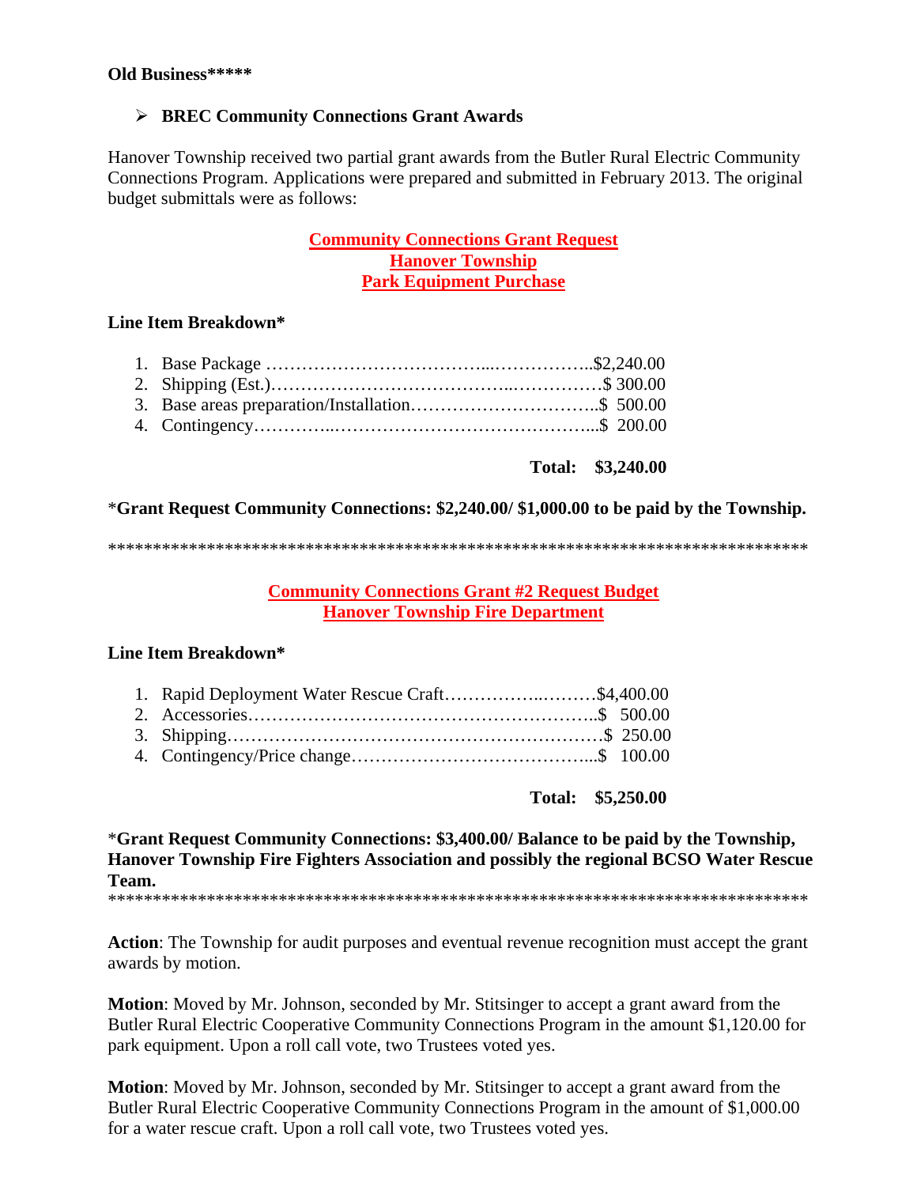**Old Business*****

- **BREC Community Connections Grant Awards**

Hanover Township received two partial grant awards from the Butler Rural Electric Community Connections Program. Applications were prepared and submitted in February 2013. The original budget submittals were as follows:

**Community Connections Grant Request**
**Hanover Township**
**Park Equipment Purchase**

**Line Item Breakdown***

1. Base Package ………………………………...……………..$2,240.00
2. Shipping (Est.)…………………………………..……………$ 300.00
3. Base areas preparation/Installation…………………………..$ 500.00
4. Contingency…………..……………………………………...$ 200.00

**Total: $3,240.00**

***Grant Request Community Connections: $2,240.00/ $1,000.00 to be paid by the Township.**

*******************************************************************************

**Community Connections Grant #2 Request Budget**
**Hanover Township Fire Department**

**Line Item Breakdown***

1. Rapid Deployment Water Rescue Craft……………..………$4,400.00
2. Accessories…………………………………………………..$ 500.00
3. Shipping……………………………………………………$ 250.00
4. Contingency/Price change…………………………………...$ 100.00

**Total: $5,250.00**

***Grant Request Community Connections: $3,400.00/ Balance to be paid by the Township, Hanover Township Fire Fighters Association and possibly the regional BCSO Water Rescue Team.**

*******************************************************************************

**Action**: The Township for audit purposes and eventual revenue recognition must accept the grant awards by motion.

**Motion**: Moved by Mr. Johnson, seconded by Mr. Stitsinger to accept a grant award from the Butler Rural Electric Cooperative Community Connections Program in the amount $1,120.00 for park equipment. Upon a roll call vote, two Trustees voted yes.

**Motion**: Moved by Mr. Johnson, seconded by Mr. Stitsinger to accept a grant award from the Butler Rural Electric Cooperative Community Connections Program in the amount of $1,000.00 for a water rescue craft. Upon a roll call vote, two Trustees voted yes.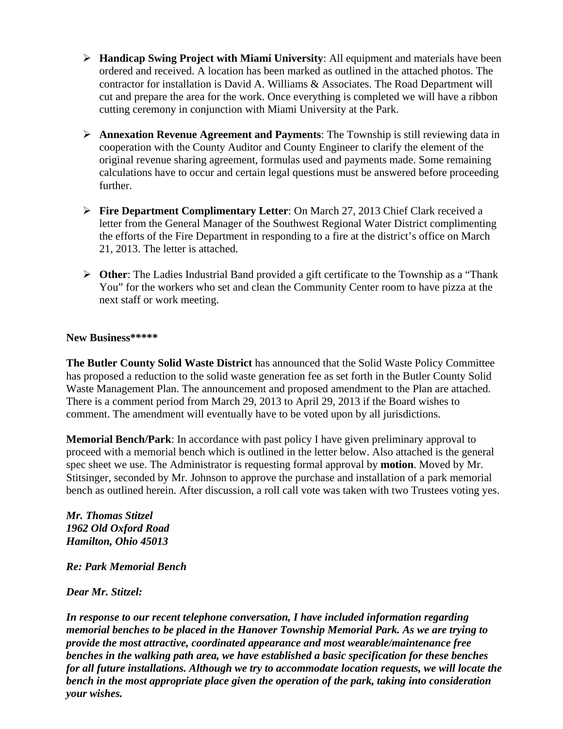- **Handicap Swing Project with Miami University**: All equipment and materials have been ordered and received. A location has been marked as outlined in the attached photos. The contractor for installation is David A. Williams & Associates. The Road Department will cut and prepare the area for the work. Once everything is completed we will have a ribbon cutting ceremony in conjunction with Miami University at the Park.

- **Annexation Revenue Agreement and Payments**: The Township is still reviewing data in cooperation with the County Auditor and County Engineer to clarify the element of the original revenue sharing agreement, formulas used and payments made. Some remaining calculations have to occur and certain legal questions must be answered before proceeding further.

- **Fire Department Complimentary Letter**: On March 27, 2013 Chief Clark received a letter from the General Manager of the Southwest Regional Water District complimenting the efforts of the Fire Department in responding to a fire at the district's office on March 21, 2013. The letter is attached.

- **Other**: The Ladies Industrial Band provided a gift certificate to the Township as a "Thank You" for the workers who set and clean the Community Center room to have pizza at the next staff or work meeting.

**New Business*****

**The Butler County Solid Waste District** has announced that the Solid Waste Policy Committee has proposed a reduction to the solid waste generation fee as set forth in the Butler County Solid Waste Management Plan. The announcement and proposed amendment to the Plan are attached. There is a comment period from March 29, 2013 to April 29, 2013 if the Board wishes to comment. The amendment will eventually have to be voted upon by all jurisdictions.

**Memorial Bench/Park**: In accordance with past policy I have given preliminary approval to proceed with a memorial bench which is outlined in the letter below. Also attached is the general spec sheet we use. The Administrator is requesting formal approval by **motion**. Moved by Mr. Stitsinger, seconded by Mr. Johnson to approve the purchase and installation of a park memorial bench as outlined herein. After discussion, a roll call vote was taken with two Trustees voting yes.

***Mr. Thomas Stitzel***
***1962 Old Oxford Road***
***Hamilton, Ohio 45013***

***Re: Park Memorial Bench***

***Dear Mr. Stitzel:***

***In response to our recent telephone conversation, I have included information regarding memorial benches to be placed in the Hanover Township Memorial Park. As we are trying to provide the most attractive, coordinated appearance and most wearable/maintenance free benches in the walking path area, we have established a basic specification for these benches for all future installations. Although we try to accommodate location requests, we will locate the bench in the most appropriate place given the operation of the park, taking into consideration your wishes.***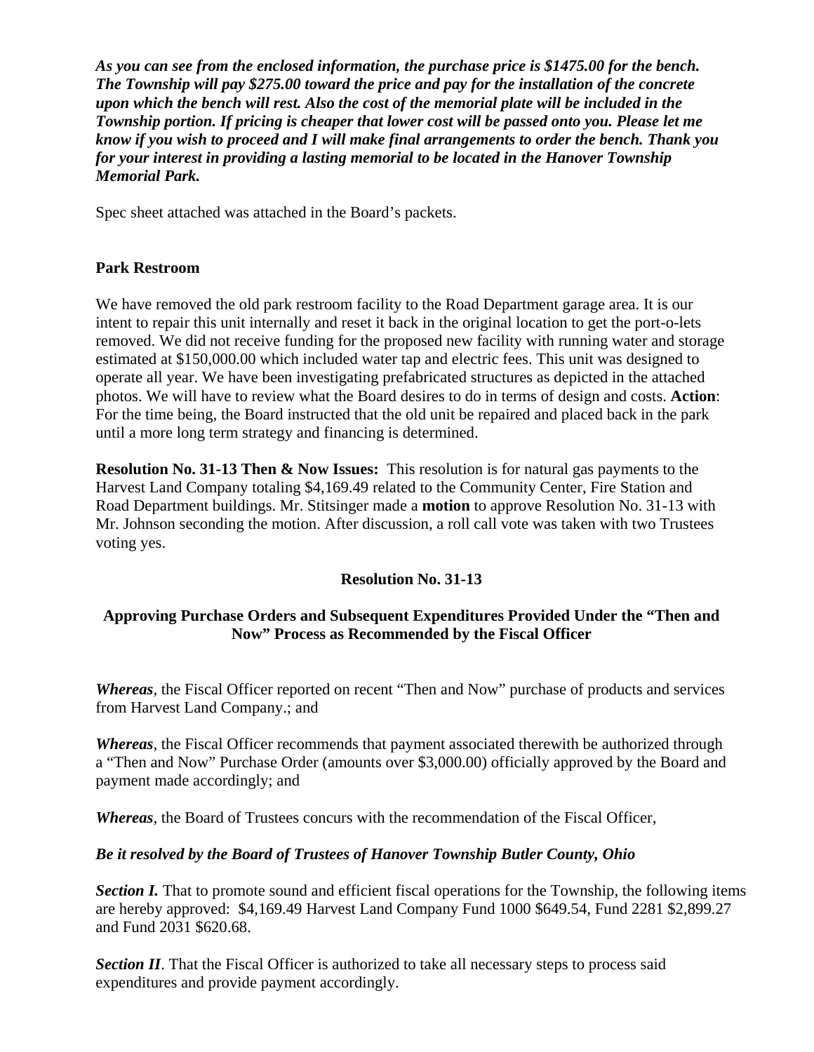***As you can see from the enclosed information, the purchase price is $1475.00 for the bench. The Township will pay $275.00 toward the price and pay for the installation of the concrete upon which the bench will rest. Also the cost of the memorial plate will be included in the Township portion. If pricing is cheaper that lower cost will be passed onto you. Please let me know if you wish to proceed and I will make final arrangements to order the bench. Thank you for your interest in providing a lasting memorial to be located in the Hanover Township Memorial Park.***

Spec sheet attached was attached in the Board's packets.

**Park Restroom**

We have removed the old park restroom facility to the Road Department garage area. It is our intent to repair this unit internally and reset it back in the original location to get the port-o-lets removed. We did not receive funding for the proposed new facility with running water and storage estimated at $150,000.00 which included water tap and electric fees. This unit was designed to operate all year. We have been investigating prefabricated structures as depicted in the attached photos. We will have to review what the Board desires to do in terms of design and costs. **Action**: For the time being, the Board instructed that the old unit be repaired and placed back in the park until a more long term strategy and financing is determined.

**Resolution No. 31-13 Then & Now Issues:** This resolution is for natural gas payments to the Harvest Land Company totaling $4,169.49 related to the Community Center, Fire Station and Road Department buildings. Mr. Stitsinger made a **motion** to approve Resolution No. 31-13 with Mr. Johnson seconding the motion. After discussion, a roll call vote was taken with two Trustees voting yes.

**Resolution No. 31-13**

**Approving Purchase Orders and Subsequent Expenditures Provided Under the "Then and Now" Process as Recommended by the Fiscal Officer**

***Whereas***, the Fiscal Officer reported on recent "Then and Now" purchase of products and services from Harvest Land Company.; and

***Whereas***, the Fiscal Officer recommends that payment associated therewith be authorized through a "Then and Now" Purchase Order (amounts over $3,000.00) officially approved by the Board and payment made accordingly; and

***Whereas***, the Board of Trustees concurs with the recommendation of the Fiscal Officer,

***Be it resolved by the Board of Trustees of Hanover Township Butler County, Ohio***

***Section I.*** That to promote sound and efficient fiscal operations for the Township, the following items are hereby approved: $4,169.49 Harvest Land Company Fund 1000 $649.54, Fund 2281 $2,899.27 and Fund 2031 $620.68.

***Section II***. That the Fiscal Officer is authorized to take all necessary steps to process said expenditures and provide payment accordingly.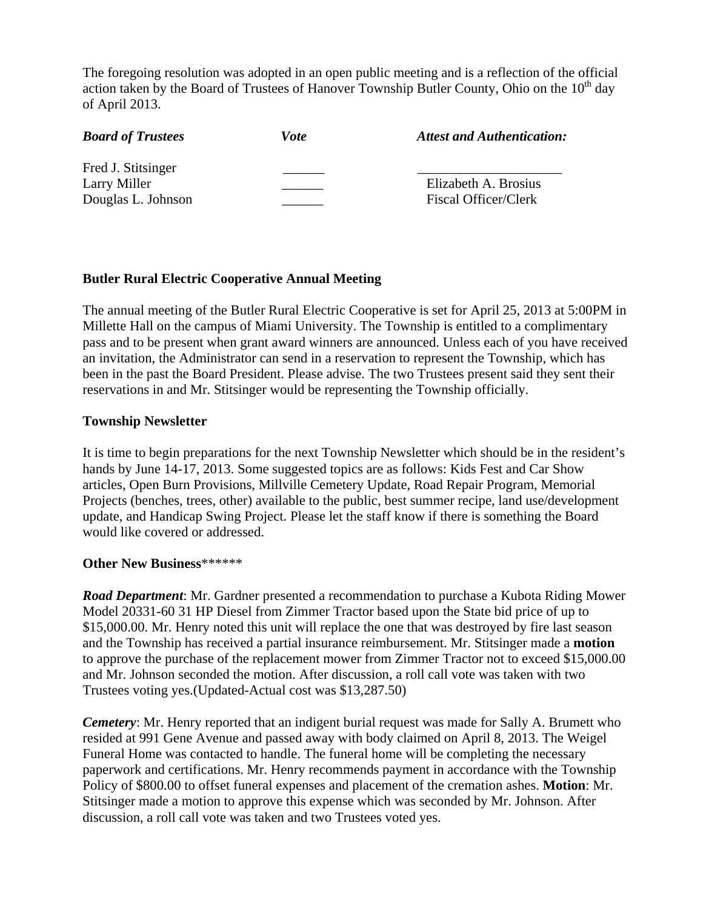The foregoing resolution was adopted in an open public meeting and is a reflection of the official action taken by the Board of Trustees of Hanover Township Butler County, Ohio on the 10th day of April 2013.

| ***Board of Trustees*** | ***Vote*** | ***Attest and Authentication:*** |
|---|---|---|
| Fred J. Stitsinger | ______ | _____________________ |
| Larry Miller | ______ | Elizabeth A. Brosius |
| Douglas L. Johnson | ______ | Fiscal Officer/Clerk |

**Butler Rural Electric Cooperative Annual Meeting**

The annual meeting of the Butler Rural Electric Cooperative is set for April 25, 2013 at 5:00PM in Millette Hall on the campus of Miami University. The Township is entitled to a complimentary pass and to be present when grant award winners are announced. Unless each of you have received an invitation, the Administrator can send in a reservation to represent the Township, which has been in the past the Board President. Please advise. The two Trustees present said they sent their reservations in and Mr. Stitsinger would be representing the Township officially.

**Township Newsletter**

It is time to begin preparations for the next Township Newsletter which should be in the resident's hands by June 14-17, 2013. Some suggested topics are as follows: Kids Fest and Car Show articles, Open Burn Provisions, Millville Cemetery Update, Road Repair Program, Memorial Projects (benches, trees, other) available to the public, best summer recipe, land use/development update, and Handicap Swing Project. Please let the staff know if there is something the Board would like covered or addressed.

**Other New Business********

***Road Department***: Mr. Gardner presented a recommendation to purchase a Kubota Riding Mower Model 20331-60 31 HP Diesel from Zimmer Tractor based upon the State bid price of up to $15,000.00. Mr. Henry noted this unit will replace the one that was destroyed by fire last season and the Township has received a partial insurance reimbursement. Mr. Stitsinger made a **motion** to approve the purchase of the replacement mower from Zimmer Tractor not to exceed $15,000.00 and Mr. Johnson seconded the motion. After discussion, a roll call vote was taken with two Trustees voting yes.(Updated-Actual cost was $13,287.50)

***Cemetery***: Mr. Henry reported that an indigent burial request was made for Sally A. Brumett who resided at 991 Gene Avenue and passed away with body claimed on April 8, 2013. The Weigel Funeral Home was contacted to handle. The funeral home will be completing the necessary paperwork and certifications. Mr. Henry recommends payment in accordance with the Township Policy of $800.00 to offset funeral expenses and placement of the cremation ashes. **Motion**: Mr. Stitsinger made a motion to approve this expense which was seconded by Mr. Johnson. After discussion, a roll call vote was taken and two Trustees voted yes.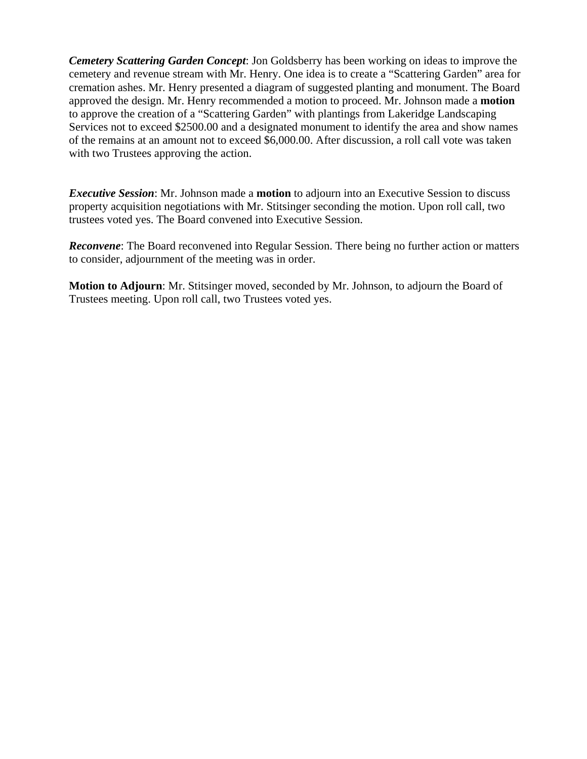***Cemetery Scattering Garden Concept***: Jon Goldsberry has been working on ideas to improve the cemetery and revenue stream with Mr. Henry. One idea is to create a "Scattering Garden" area for cremation ashes. Mr. Henry presented a diagram of suggested planting and monument. The Board approved the design. Mr. Henry recommended a motion to proceed. Mr. Johnson made a **motion** to approve the creation of a "Scattering Garden" with plantings from Lakeridge Landscaping Services not to exceed $2500.00 and a designated monument to identify the area and show names of the remains at an amount not to exceed $6,000.00. After discussion, a roll call vote was taken with two Trustees approving the action.

***Executive Session***: Mr. Johnson made a **motion** to adjourn into an Executive Session to discuss property acquisition negotiations with Mr. Stitsinger seconding the motion. Upon roll call, two trustees voted yes. The Board convened into Executive Session.

***Reconvene***: The Board reconvened into Regular Session. There being no further action or matters to consider, adjournment of the meeting was in order.

**Motion to Adjourn**: Mr. Stitsinger moved, seconded by Mr. Johnson, to adjourn the Board of Trustees meeting. Upon roll call, two Trustees voted yes.